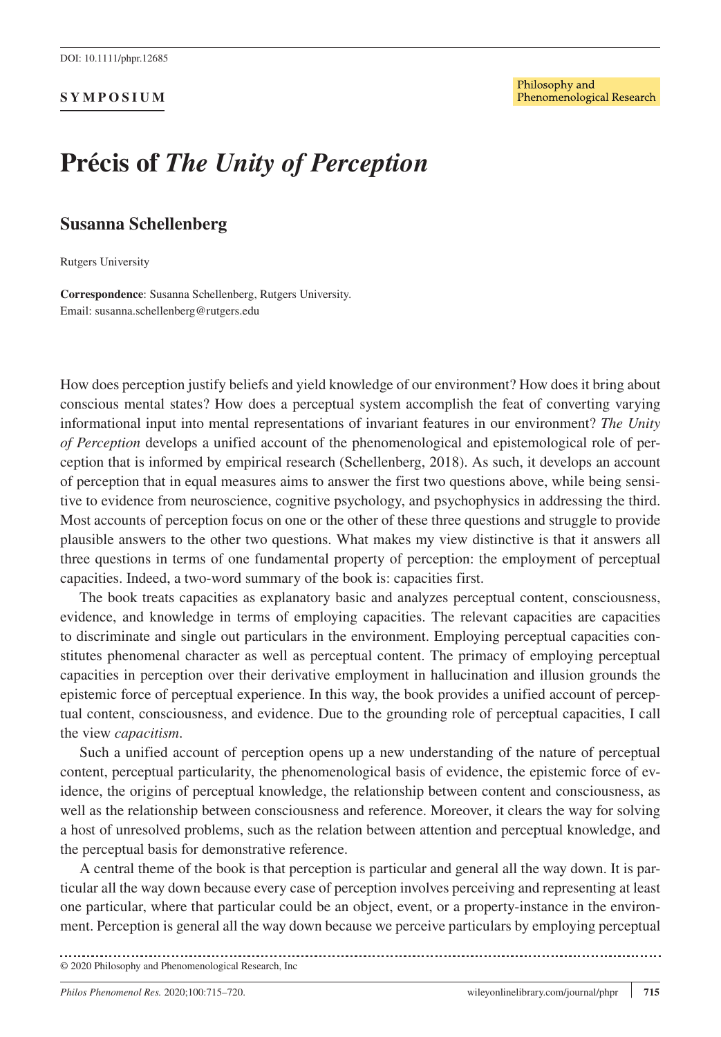**SYMPOSIUM**

# Précis of *The Unity of Perception*

## Susanna Schellenberg

Rutgers University

**Correspondence**: Susanna Schellenberg, Rutgers University.
Email: susanna.schellenberg@rutgers.edu

How does perception justify beliefs and yield knowledge of our environment? How does it bring about conscious mental states? How does a perceptual system accomplish the feat of converting varying informational input into mental representations of invariant features in our environment? *The Unity of Perception* develops a unified account of the phenomenological and epistemological role of perception that is informed by empirical research (Schellenberg, 2018). As such, it develops an account of perception that in equal measures aims to answer the first two questions above, while being sensitive to evidence from neuroscience, cognitive psychology, and psychophysics in addressing the third. Most accounts of perception focus on one or the other of these three questions and struggle to provide plausible answers to the other two questions. What makes my view distinctive is that it answers all three questions in terms of one fundamental property of perception: the employment of perceptual capacities. Indeed, a two-word summary of the book is: capacities first.

The book treats capacities as explanatory basic and analyzes perceptual content, consciousness, evidence, and knowledge in terms of employing capacities. The relevant capacities are capacities to discriminate and single out particulars in the environment. Employing perceptual capacities constitutes phenomenal character as well as perceptual content. The primacy of employing perceptual capacities in perception over their derivative employment in hallucination and illusion grounds the epistemic force of perceptual experience. In this way, the book provides a unified account of perceptual content, consciousness, and evidence. Due to the grounding role of perceptual capacities, I call the view *capacitism*.

Such a unified account of perception opens up a new understanding of the nature of perceptual content, perceptual particularity, the phenomenological basis of evidence, the epistemic force of evidence, the origins of perceptual knowledge, the relationship between content and consciousness, as well as the relationship between consciousness and reference. Moreover, it clears the way for solving a host of unresolved problems, such as the relation between attention and perceptual knowledge, and the perceptual basis for demonstrative reference.

A central theme of the book is that perception is particular and general all the way down. It is particular all the way down because every case of perception involves perceiving and representing at least one particular, where that particular could be an object, event, or a property-instance in the environment. Perception is general all the way down because we perceive particulars by employing perceptual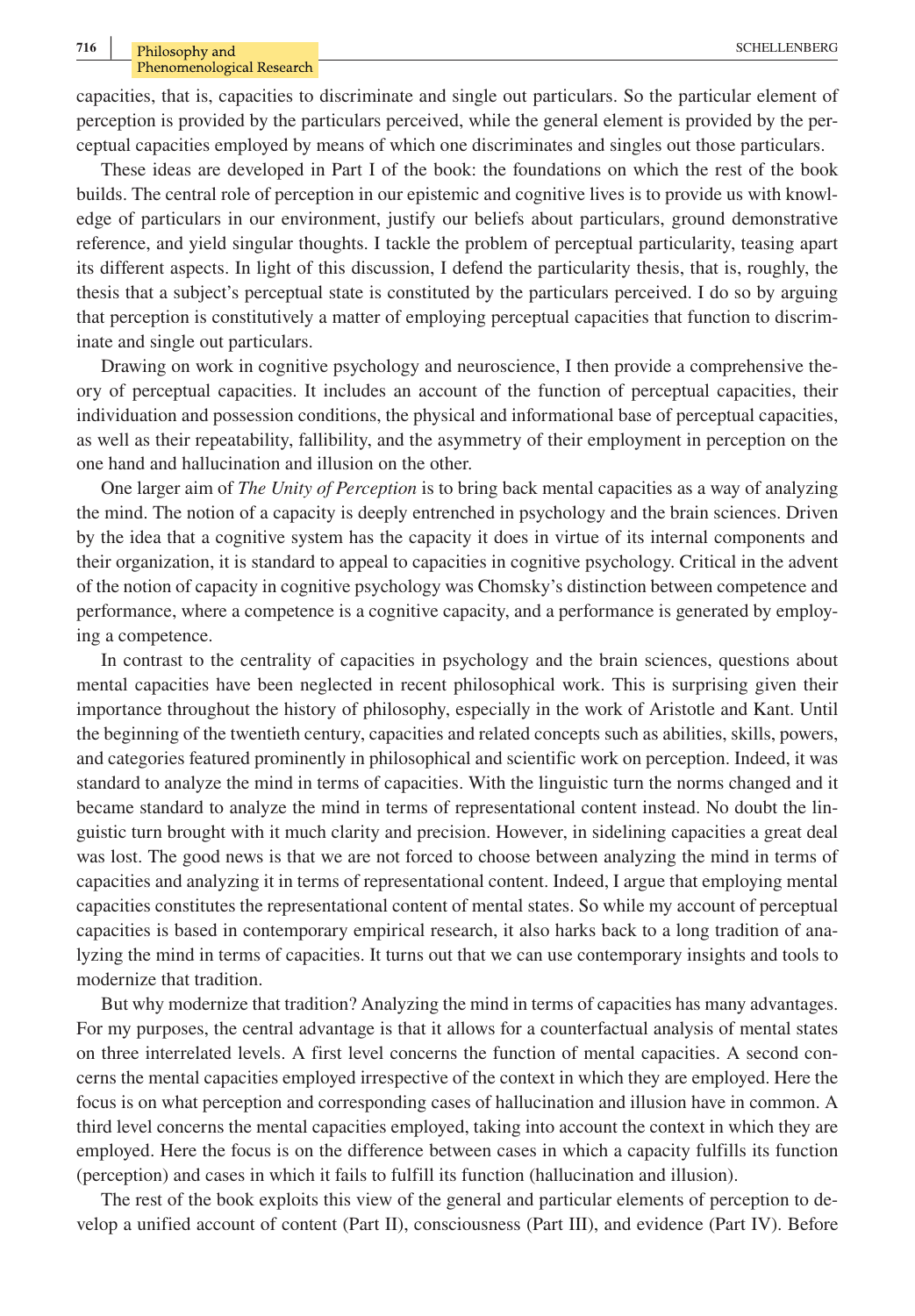capacities, that is, capacities to discriminate and single out particulars. So the particular element of perception is provided by the particulars perceived, while the general element is provided by the perceptual capacities employed by means of which one discriminates and singles out those particulars.

These ideas are developed in Part I of the book: the foundations on which the rest of the book builds. The central role of perception in our epistemic and cognitive lives is to provide us with knowledge of particulars in our environment, justify our beliefs about particulars, ground demonstrative reference, and yield singular thoughts. I tackle the problem of perceptual particularity, teasing apart its different aspects. In light of this discussion, I defend the particularity thesis, that is, roughly, the thesis that a subject's perceptual state is constituted by the particulars perceived. I do so by arguing that perception is constitutively a matter of employing perceptual capacities that function to discriminate and single out particulars.

Drawing on work in cognitive psychology and neuroscience, I then provide a comprehensive theory of perceptual capacities. It includes an account of the function of perceptual capacities, their individuation and possession conditions, the physical and informational base of perceptual capacities, as well as their repeatability, fallibility, and the asymmetry of their employment in perception on the one hand and hallucination and illusion on the other.

One larger aim of *The Unity of Perception* is to bring back mental capacities as a way of analyzing the mind. The notion of a capacity is deeply entrenched in psychology and the brain sciences. Driven by the idea that a cognitive system has the capacity it does in virtue of its internal components and their organization, it is standard to appeal to capacities in cognitive psychology. Critical in the advent of the notion of capacity in cognitive psychology was Chomsky's distinction between competence and performance, where a competence is a cognitive capacity, and a performance is generated by employing a competence.

In contrast to the centrality of capacities in psychology and the brain sciences, questions about mental capacities have been neglected in recent philosophical work. This is surprising given their importance throughout the history of philosophy, especially in the work of Aristotle and Kant. Until the beginning of the twentieth century, capacities and related concepts such as abilities, skills, powers, and categories featured prominently in philosophical and scientific work on perception. Indeed, it was standard to analyze the mind in terms of capacities. With the linguistic turn the norms changed and it became standard to analyze the mind in terms of representational content instead. No doubt the linguistic turn brought with it much clarity and precision. However, in sidelining capacities a great deal was lost. The good news is that we are not forced to choose between analyzing the mind in terms of capacities and analyzing it in terms of representational content. Indeed, I argue that employing mental capacities constitutes the representational content of mental states. So while my account of perceptual capacities is based in contemporary empirical research, it also harks back to a long tradition of analyzing the mind in terms of capacities. It turns out that we can use contemporary insights and tools to modernize that tradition.

But why modernize that tradition? Analyzing the mind in terms of capacities has many advantages. For my purposes, the central advantage is that it allows for a counterfactual analysis of mental states on three interrelated levels. A first level concerns the function of mental capacities. A second concerns the mental capacities employed irrespective of the context in which they are employed. Here the focus is on what perception and corresponding cases of hallucination and illusion have in common. A third level concerns the mental capacities employed, taking into account the context in which they are employed. Here the focus is on the difference between cases in which a capacity fulfills its function (perception) and cases in which it fails to fulfill its function (hallucination and illusion).

The rest of the book exploits this view of the general and particular elements of perception to develop a unified account of content (Part II), consciousness (Part III), and evidence (Part IV). Before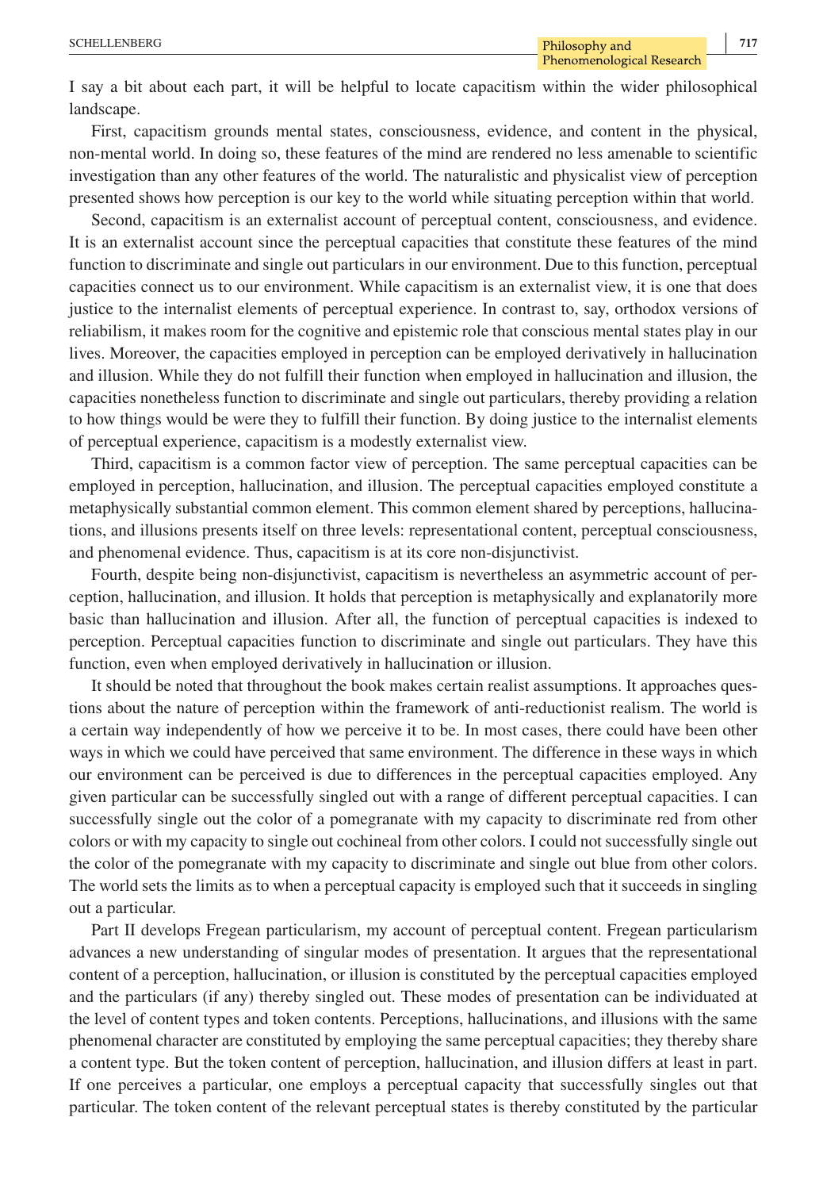I say a bit about each part, it will be helpful to locate capacitism within the wider philosophical landscape.

First, capacitism grounds mental states, consciousness, evidence, and content in the physical, non-mental world. In doing so, these features of the mind are rendered no less amenable to scientific investigation than any other features of the world. The naturalistic and physicalist view of perception presented shows how perception is our key to the world while situating perception within that world.

Second, capacitism is an externalist account of perceptual content, consciousness, and evidence. It is an externalist account since the perceptual capacities that constitute these features of the mind function to discriminate and single out particulars in our environment. Due to this function, perceptual capacities connect us to our environment. While capacitism is an externalist view, it is one that does justice to the internalist elements of perceptual experience. In contrast to, say, orthodox versions of reliabilism, it makes room for the cognitive and epistemic role that conscious mental states play in our lives. Moreover, the capacities employed in perception can be employed derivatively in hallucination and illusion. While they do not fulfill their function when employed in hallucination and illusion, the capacities nonetheless function to discriminate and single out particulars, thereby providing a relation to how things would be were they to fulfill their function. By doing justice to the internalist elements of perceptual experience, capacitism is a modestly externalist view.

Third, capacitism is a common factor view of perception. The same perceptual capacities can be employed in perception, hallucination, and illusion. The perceptual capacities employed constitute a metaphysically substantial common element. This common element shared by perceptions, hallucinations, and illusions presents itself on three levels: representational content, perceptual consciousness, and phenomenal evidence. Thus, capacitism is at its core non-disjunctivist.

Fourth, despite being non-disjunctivist, capacitism is nevertheless an asymmetric account of perception, hallucination, and illusion. It holds that perception is metaphysically and explanatorily more basic than hallucination and illusion. After all, the function of perceptual capacities is indexed to perception. Perceptual capacities function to discriminate and single out particulars. They have this function, even when employed derivatively in hallucination or illusion.

It should be noted that throughout the book makes certain realist assumptions. It approaches questions about the nature of perception within the framework of anti-reductionist realism. The world is a certain way independently of how we perceive it to be. In most cases, there could have been other ways in which we could have perceived that same environment. The difference in these ways in which our environment can be perceived is due to differences in the perceptual capacities employed. Any given particular can be successfully singled out with a range of different perceptual capacities. I can successfully single out the color of a pomegranate with my capacity to discriminate red from other colors or with my capacity to single out cochineal from other colors. I could not successfully single out the color of the pomegranate with my capacity to discriminate and single out blue from other colors. The world sets the limits as to when a perceptual capacity is employed such that it succeeds in singling out a particular.

Part II develops Fregean particularism, my account of perceptual content. Fregean particularism advances a new understanding of singular modes of presentation. It argues that the representational content of a perception, hallucination, or illusion is constituted by the perceptual capacities employed and the particulars (if any) thereby singled out. These modes of presentation can be individuated at the level of content types and token contents. Perceptions, hallucinations, and illusions with the same phenomenal character are constituted by employing the same perceptual capacities; they thereby share a content type. But the token content of perception, hallucination, and illusion differs at least in part. If one perceives a particular, one employs a perceptual capacity that successfully singles out that particular. The token content of the relevant perceptual states is thereby constituted by the particular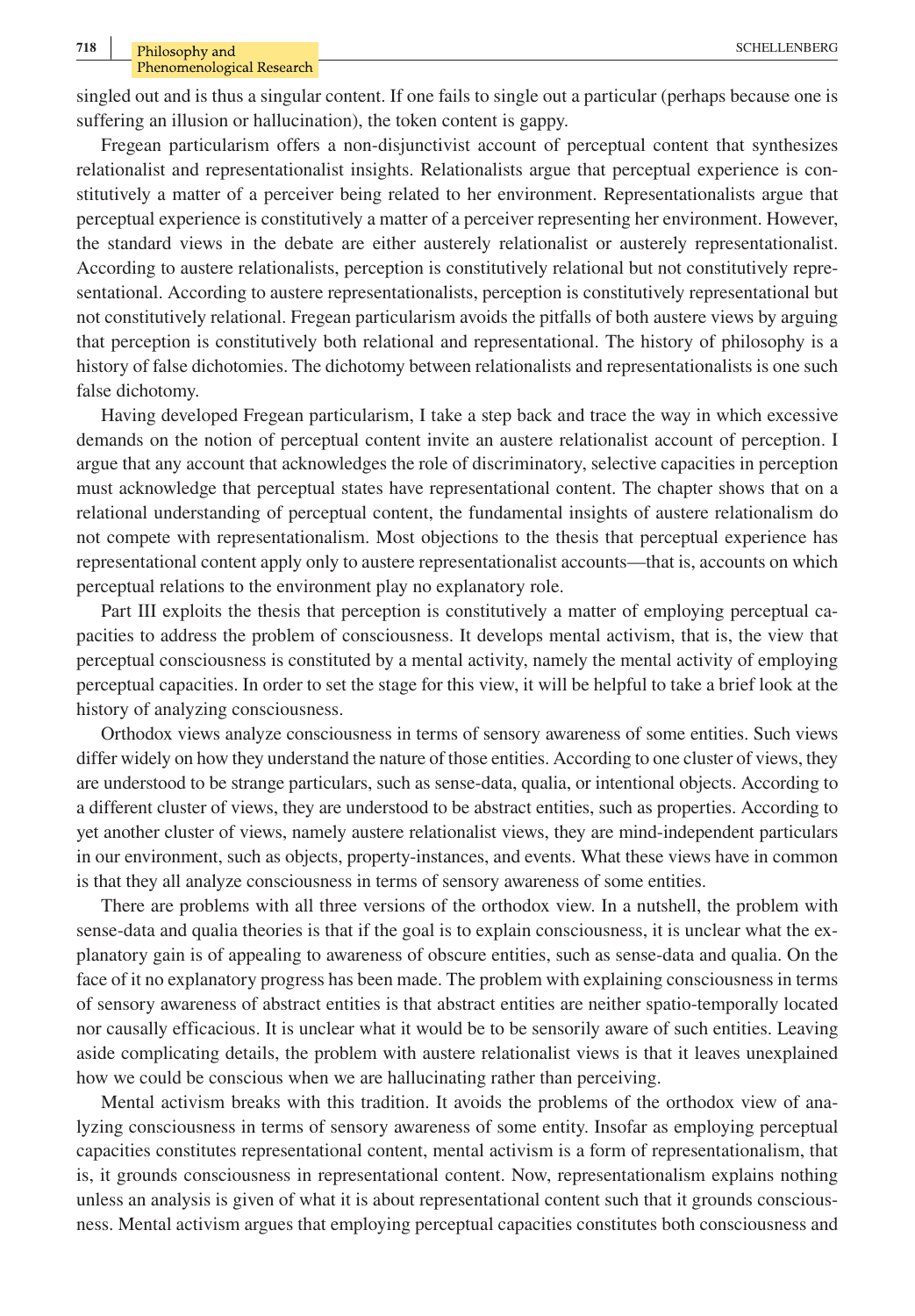singled out and is thus a singular content. If one fails to single out a particular (perhaps because one is suffering an illusion or hallucination), the token content is gappy.

Fregean particularism offers a non-disjunctivist account of perceptual content that synthesizes relationalist and representationalist insights. Relationalists argue that perceptual experience is constitutively a matter of a perceiver being related to her environment. Representationalists argue that perceptual experience is constitutively a matter of a perceiver representing her environment. However, the standard views in the debate are either austerely relationalist or austerely representationalist. According to austere relationalists, perception is constitutively relational but not constitutively representational. According to austere representationalists, perception is constitutively representational but not constitutively relational. Fregean particularism avoids the pitfalls of both austere views by arguing that perception is constitutively both relational and representational. The history of philosophy is a history of false dichotomies. The dichotomy between relationalists and representationalists is one such false dichotomy.

Having developed Fregean particularism, I take a step back and trace the way in which excessive demands on the notion of perceptual content invite an austere relationalist account of perception. I argue that any account that acknowledges the role of discriminatory, selective capacities in perception must acknowledge that perceptual states have representational content. The chapter shows that on a relational understanding of perceptual content, the fundamental insights of austere relationalism do not compete with representationalism. Most objections to the thesis that perceptual experience has representational content apply only to austere representationalist accounts—that is, accounts on which perceptual relations to the environment play no explanatory role.

Part III exploits the thesis that perception is constitutively a matter of employing perceptual capacities to address the problem of consciousness. It develops mental activism, that is, the view that perceptual consciousness is constituted by a mental activity, namely the mental activity of employing perceptual capacities. In order to set the stage for this view, it will be helpful to take a brief look at the history of analyzing consciousness.

Orthodox views analyze consciousness in terms of sensory awareness of some entities. Such views differ widely on how they understand the nature of those entities. According to one cluster of views, they are understood to be strange particulars, such as sense-data, qualia, or intentional objects. According to a different cluster of views, they are understood to be abstract entities, such as properties. According to yet another cluster of views, namely austere relationalist views, they are mind-independent particulars in our environment, such as objects, property-instances, and events. What these views have in common is that they all analyze consciousness in terms of sensory awareness of some entities.

There are problems with all three versions of the orthodox view. In a nutshell, the problem with sense-data and qualia theories is that if the goal is to explain consciousness, it is unclear what the explanatory gain is of appealing to awareness of obscure entities, such as sense-data and qualia. On the face of it no explanatory progress has been made. The problem with explaining consciousness in terms of sensory awareness of abstract entities is that abstract entities are neither spatio-temporally located nor causally efficacious. It is unclear what it would be to be sensorily aware of such entities. Leaving aside complicating details, the problem with austere relationalist views is that it leaves unexplained how we could be conscious when we are hallucinating rather than perceiving.

Mental activism breaks with this tradition. It avoids the problems of the orthodox view of analyzing consciousness in terms of sensory awareness of some entity. Insofar as employing perceptual capacities constitutes representational content, mental activism is a form of representationalism, that is, it grounds consciousness in representational content. Now, representationalism explains nothing unless an analysis is given of what it is about representational content such that it grounds consciousness. Mental activism argues that employing perceptual capacities constitutes both consciousness and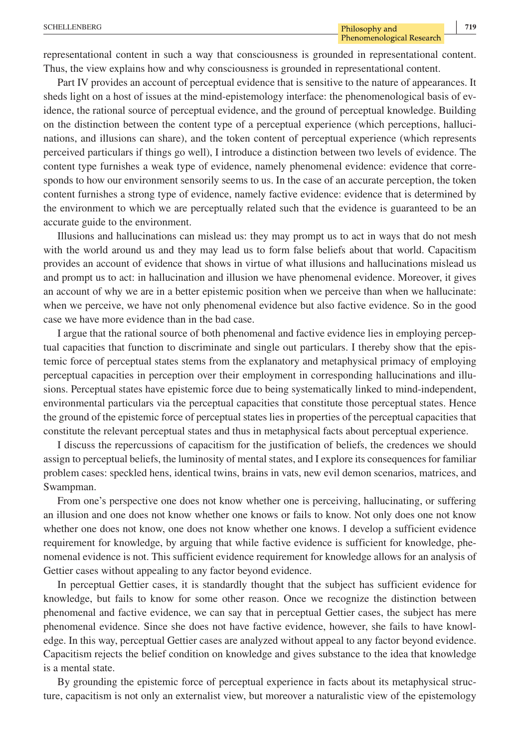representational content in such a way that consciousness is grounded in representational content. Thus, the view explains how and why consciousness is grounded in representational content.

Part IV provides an account of perceptual evidence that is sensitive to the nature of appearances. It sheds light on a host of issues at the mind-epistemology interface: the phenomenological basis of evidence, the rational source of perceptual evidence, and the ground of perceptual knowledge. Building on the distinction between the content type of a perceptual experience (which perceptions, hallucinations, and illusions can share), and the token content of perceptual experience (which represents perceived particulars if things go well), I introduce a distinction between two levels of evidence. The content type furnishes a weak type of evidence, namely phenomenal evidence: evidence that corresponds to how our environment sensorily seems to us. In the case of an accurate perception, the token content furnishes a strong type of evidence, namely factive evidence: evidence that is determined by the environment to which we are perceptually related such that the evidence is guaranteed to be an accurate guide to the environment.

Illusions and hallucinations can mislead us: they may prompt us to act in ways that do not mesh with the world around us and they may lead us to form false beliefs about that world. Capacitism provides an account of evidence that shows in virtue of what illusions and hallucinations mislead us and prompt us to act: in hallucination and illusion we have phenomenal evidence. Moreover, it gives an account of why we are in a better epistemic position when we perceive than when we hallucinate: when we perceive, we have not only phenomenal evidence but also factive evidence. So in the good case we have more evidence than in the bad case.

I argue that the rational source of both phenomenal and factive evidence lies in employing perceptual capacities that function to discriminate and single out particulars. I thereby show that the epistemic force of perceptual states stems from the explanatory and metaphysical primacy of employing perceptual capacities in perception over their employment in corresponding hallucinations and illusions. Perceptual states have epistemic force due to being systematically linked to mind-independent, environmental particulars via the perceptual capacities that constitute those perceptual states. Hence the ground of the epistemic force of perceptual states lies in properties of the perceptual capacities that constitute the relevant perceptual states and thus in metaphysical facts about perceptual experience.

I discuss the repercussions of capacitism for the justification of beliefs, the credences we should assign to perceptual beliefs, the luminosity of mental states, and I explore its consequences for familiar problem cases: speckled hens, identical twins, brains in vats, new evil demon scenarios, matrices, and Swampman.

From one's perspective one does not know whether one is perceiving, hallucinating, or suffering an illusion and one does not know whether one knows or fails to know. Not only does one not know whether one does not know, one does not know whether one knows. I develop a sufficient evidence requirement for knowledge, by arguing that while factive evidence is sufficient for knowledge, phenomenal evidence is not. This sufficient evidence requirement for knowledge allows for an analysis of Gettier cases without appealing to any factor beyond evidence.

In perceptual Gettier cases, it is standardly thought that the subject has sufficient evidence for knowledge, but fails to know for some other reason. Once we recognize the distinction between phenomenal and factive evidence, we can say that in perceptual Gettier cases, the subject has mere phenomenal evidence. Since she does not have factive evidence, however, she fails to have knowledge. In this way, perceptual Gettier cases are analyzed without appeal to any factor beyond evidence. Capacitism rejects the belief condition on knowledge and gives substance to the idea that knowledge is a mental state.

By grounding the epistemic force of perceptual experience in facts about its metaphysical structure, capacitism is not only an externalist view, but moreover a naturalistic view of the epistemology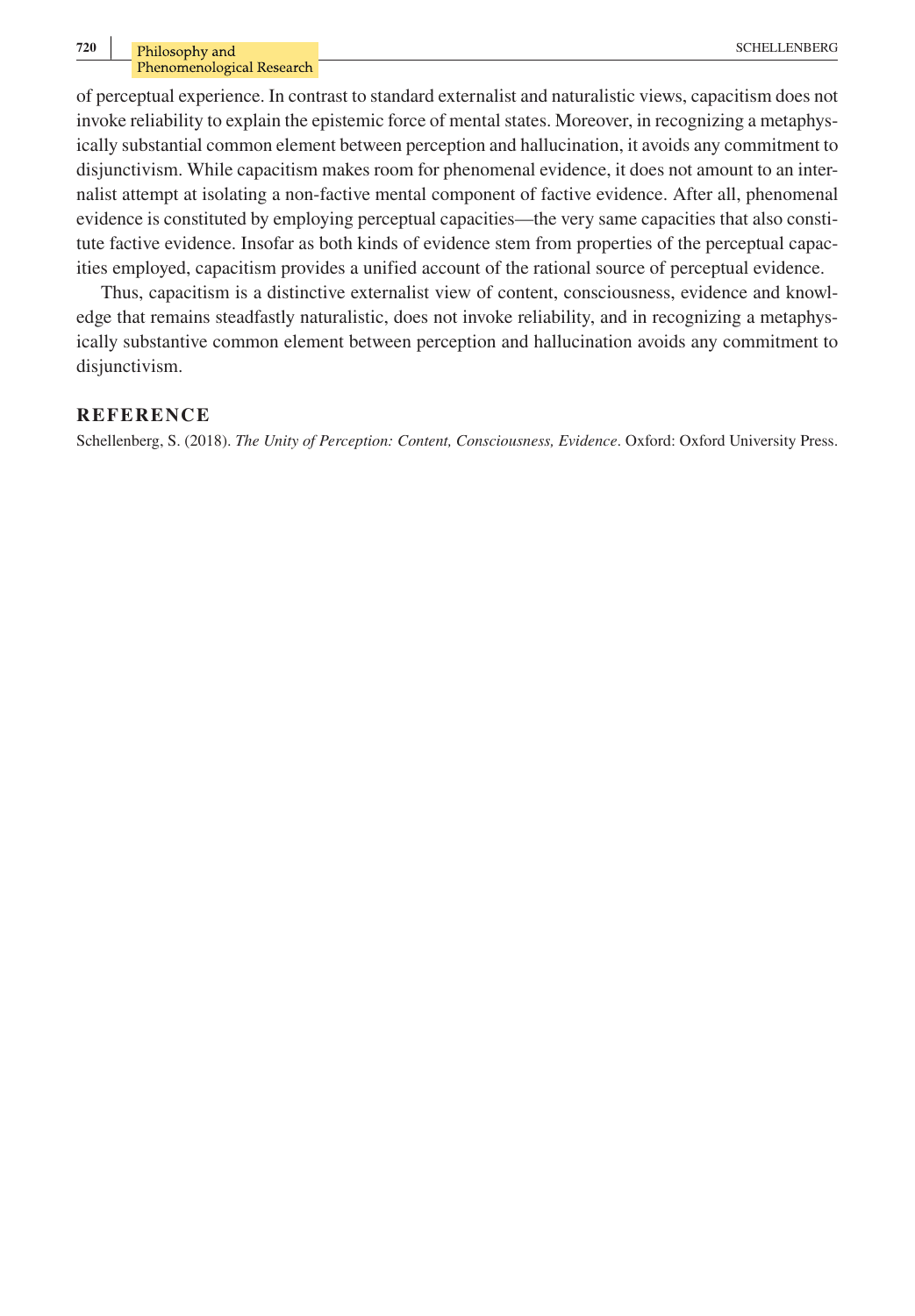of perceptual experience. In contrast to standard externalist and naturalistic views, capacitism does not invoke reliability to explain the epistemic force of mental states. Moreover, in recognizing a metaphysically substantial common element between perception and hallucination, it avoids any commitment to disjunctivism. While capacitism makes room for phenomenal evidence, it does not amount to an internalist attempt at isolating a non-factive mental component of factive evidence. After all, phenomenal evidence is constituted by employing perceptual capacities—the very same capacities that also constitute factive evidence. Insofar as both kinds of evidence stem from properties of the perceptual capacities employed, capacitism provides a unified account of the rational source of perceptual evidence.

Thus, capacitism is a distinctive externalist view of content, consciousness, evidence and knowledge that remains steadfastly naturalistic, does not invoke reliability, and in recognizing a metaphysically substantive common element between perception and hallucination avoids any commitment to disjunctivism.

## REFERENCE

Schellenberg, S. (2018). *The Unity of Perception: Content, Consciousness, Evidence*. Oxford: Oxford University Press.